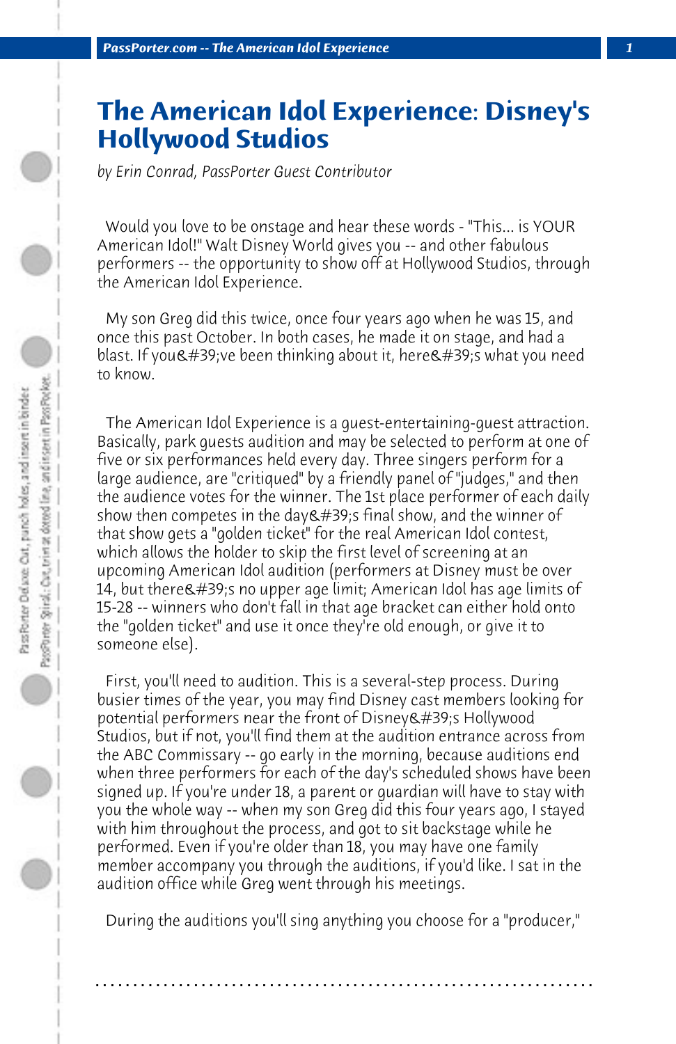# The American Idol Experience: Disney's Hollywood Studios

*by Erin Conrad, PassPorter Guest Contributor*

Would you love to be onstage and hear these words - "This... is YOUR American Idol!" Walt Disney World gives you -- and other fabulous performers -- the opportunity to show off at Hollywood Studios, through the American Idol Experience.

My son Greg did this twice, once four years ago when he was 15, and once this past October. In both cases, he made it on stage, and had a blast. If you&#39;ve been thinking about it, here&#39;s what you need to know.

The American Idol Experience is a guest-entertaining-guest attraction. Basically, park guests audition and may be selected to perform at one of five or six performances held every day. Three singers perform for a large audience, are "critiqued" by a friendly panel of "judges," and then the audience votes for the winner. The 1st place performer of each daily show then competes in the day&#39;s final show, and the winner of that show gets a "golden ticket" for the real American Idol contest, which allows the holder to skip the first level of screening at an upcoming American Idol audition (performers at Disney must be over 14, but there&#39;s no upper age limit; American Idol has age limits of 15-28 -- winners who don't fall in that age bracket can either hold onto the "golden ticket" and use it once they're old enough, or give it to someone else).

First, you'll need to audition. This is a several-step process. During busier times of the year, you may find Disney cast members looking for potential performers near the front of Disney&#39;s Hollywood Studios, but if not, you'll find them at the audition entrance across from the ABC Commissary -- go early in the morning, because auditions end when three performers for each of the day's scheduled shows have been signed up. If you're under 18, a parent or guardian will have to stay with you the whole way -- when my son Greg did this four years ago, I stayed with him throughout the process, and got to sit backstage while he performed. Even if you're older than 18, you may have one family member accompany you through the auditions, if you'd like. I sat in the audition office while Greg went through his meetings.

During the auditions you'll sing anything you choose for a "producer,"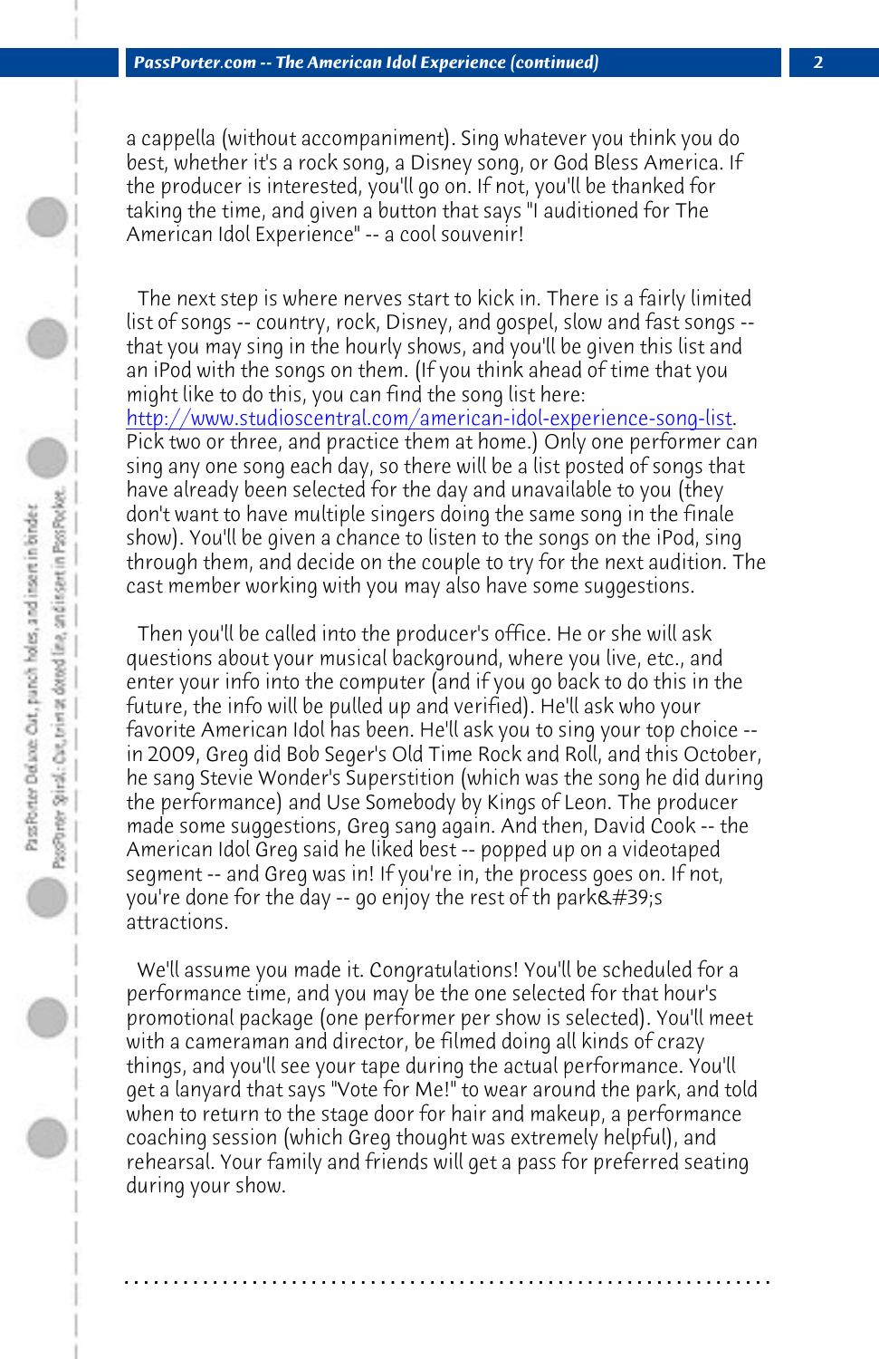a cappella (without accompaniment). Sing whatever you think you do best, whether it's a rock song, a Disney song, or God Bless America. If the producer is interested, you'll go on. If not, you'll be thanked for taking the time, and given a button that says "I auditioned for The American Idol Experience" -- a cool souvenir!

The next step is where nerves start to kick in. There is a fairly limited list of songs -- country, rock, Disney, and gospel, slow and fast songs -- that you may sing in the hourly shows, and you'll be given this list and an iPod with the songs on them. (If you think ahead of time that you might like to do this, you can find the song list here: [http://www.studioscentral.com/american-idol-experience-song-list](http://www.studioscentral.com/american-idol-experience-song-list). Pick two or three, and practice them at home.) Only one performer can sing any one song each day, so there will be a list posted of songs that have already been selected for the day and unavailable to you (they don't want to have multiple singers doing the same song in the finale show). You'll be given a chance to listen to the songs on the iPod, sing through them, and decide on the couple to try for the next audition. The cast member working with you may also have some suggestions.

Then you'll be called into the producer's office. He or she will ask questions about your musical background, where you live, etc., and enter your info into the computer (and if you go back to do this in the future, the info will be pulled up and verified). He'll ask who your favorite American Idol has been. He'll ask you to sing your top choice -- in 2009, Greg did Bob Seger's Old Time Rock and Roll, and this October, he sang Stevie Wonder's Superstition (which was the song he did during the performance) and Use Somebody by Kings of Leon. The producer made some suggestions, Greg sang again. And then, David Cook -- the American Idol Greg said he liked best -- popped up on a videotaped segment -- and Greg was in! If you're in, the process goes on. If not, you're done for the day -- go enjoy the rest of th park&#39;s attractions.

We'll assume you made it. Congratulations! You'll be scheduled for a performance time, and you may be the one selected for that hour's promotional package (one performer per show is selected). You'll meet with a cameraman and director, be filmed doing all kinds of crazy things, and you'll see your tape during the actual performance. You'll get a lanyard that says "Vote for Me!" to wear around the park, and told when to return to the stage door for hair and makeup, a performance coaching session (which Greg thought was extremely helpful), and rehearsal. Your family and friends will get a pass for preferred seating during your show.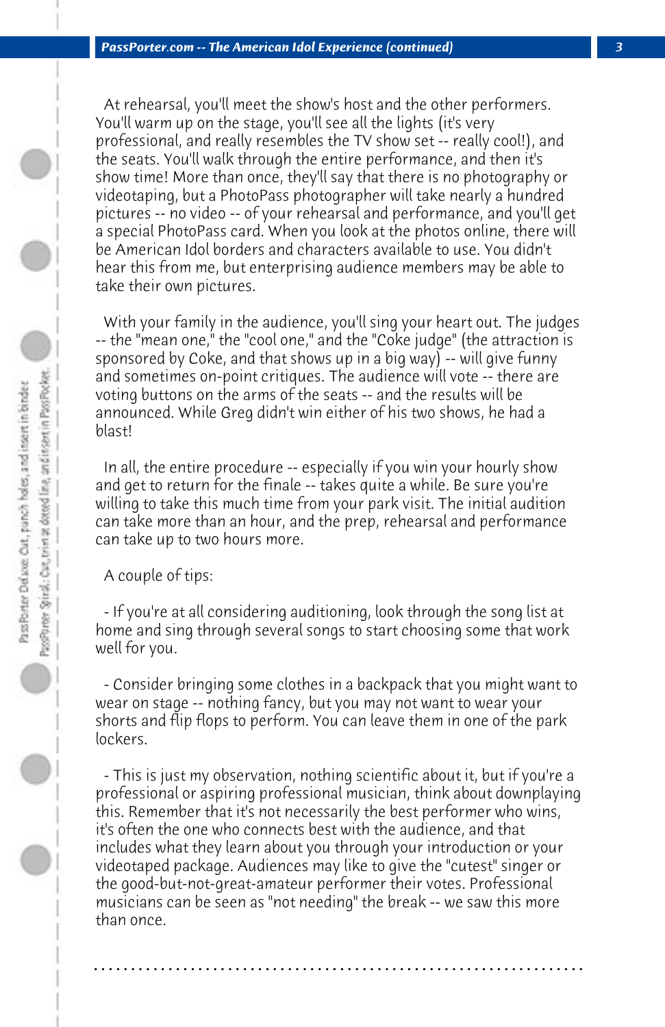At rehearsal, you'll meet the show's host and the other performers. You'll warm up on the stage, you'll see all the lights (it's very professional, and really resembles the TV show set -- really cool!), and the seats. You'll walk through the entire performance, and then it's show time! More than once, they'll say that there is no photography or videotaping, but a PhotoPass photographer will take nearly a hundred pictures -- no video -- of your rehearsal and performance, and you'll get a special PhotoPass card. When you look at the photos online, there will be American Idol borders and characters available to use. You didn't hear this from me, but enterprising audience members may be able to take their own pictures.

With your family in the audience, you'll sing your heart out. The judges -- the "mean one," the "cool one," and the "Coke judge" (the attraction is sponsored by Coke, and that shows up in a big way) -- will give funny and sometimes on-point critiques. The audience will vote -- there are voting buttons on the arms of the seats -- and the results will be announced. While Greg didn't win either of his two shows, he had a blast!

In all, the entire procedure -- especially if you win your hourly show and get to return for the finale -- takes quite a while. Be sure you're willing to take this much time from your park visit. The initial audition can take more than an hour, and the prep, rehearsal and performance can take up to two hours more.

A couple of tips:

- If you're at all considering auditioning, look through the song list at home and sing through several songs to start choosing some that work well for you.

- Consider bringing some clothes in a backpack that you might want to wear on stage -- nothing fancy, but you may not want to wear your shorts and flip flops to perform. You can leave them in one of the park lockers.

- This is just my observation, nothing scientific about it, but if you're a professional or aspiring professional musician, think about downplaying this. Remember that it's not necessarily the best performer who wins, it's often the one who connects best with the audience, and that includes what they learn about you through your introduction or your videotaped package. Audiences may like to give the "cutest" singer or the good-but-not-great-amateur performer their votes. Professional musicians can be seen as "not needing" the break -- we saw this more than once.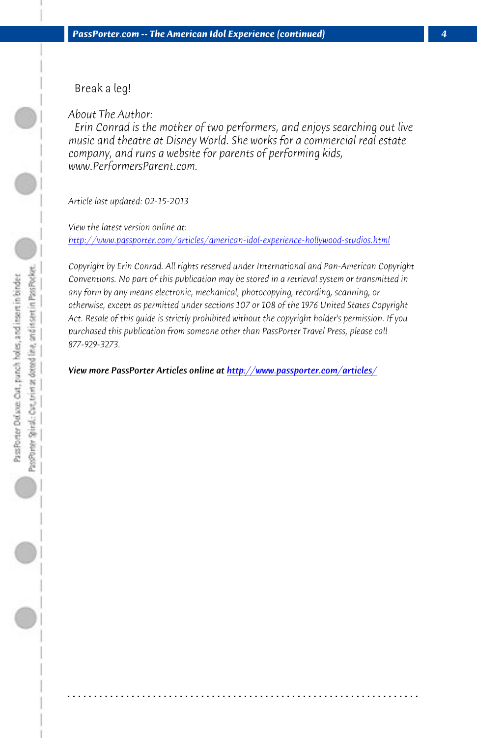Break a leg!

*About The Author:*
*Erin Conrad is the mother of two performers, and enjoys searching out live music and theatre at Disney World. She works for a commercial real estate company, and runs a website for parents of performing kids, www.PerformersParent.com.*

*Article last updated: 02-15-2013*

*View the latest version online at:*
*http://www.passporter.com/articles/american-idol-experience-hollywood-studios.html*

*Copyright by Erin Conrad. All rights reserved under International and Pan-American Copyright Conventions. No part of this publication may be stored in a retrieval system or transmitted in any form by any means electronic, mechanical, photocopying, recording, scanning, or otherwise, except as permitted under sections 107 or 108 of the 1976 United States Copyright Act. Resale of this guide is strictly prohibited without the copyright holder's permission. If you purchased this publication from someone other than PassPorter Travel Press, please call 877-929-3273.*

***View more PassPorter Articles online at http://www.passporter.com/articles/***